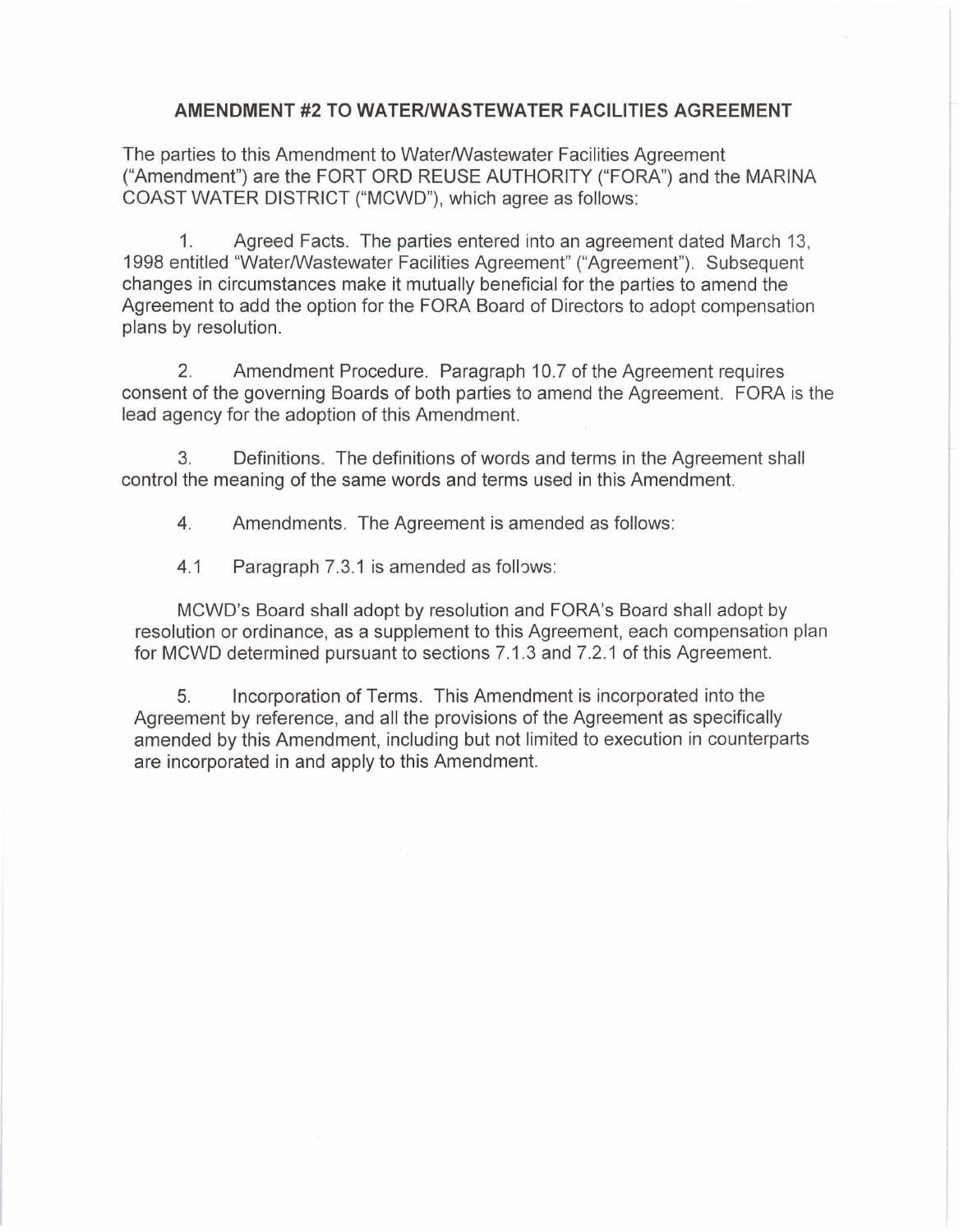# AMENDMENT #2 TO WATER/WASTEWATER FACILITIES AGREEMENT

The parties to this Amendment to Water/Wastewater Facilities Agreement ("Amendment") are the FORT ORD REUSE AUTHORITY ("FORA") and the MARINA COAST WATER DISTRICT ("MCWD"), which agree as follows:

1. Agreed Facts. The parties entered into an agreement dated March 13, 1998 entitled "Water/Wastewater Facilities Agreement" ("Agreement"). Subsequent changes in circumstances make it mutually beneficial for the parties to amend the Agreement to add the option for the FORA Board of Directors to adopt compensation plans by resolution.

2. Amendment Procedure. Paragraph 10.7 of the Agreement requires consent of the governing Boards of both parties to amend the Agreement. FORA is the lead agency for the adoption of this Amendment.

3. Definitions. The definitions of words and terms in the Agreement shall control the meaning of the same words and terms used in this Amendment.

4. Amendments. The Agreement is amended as follows:

4.1 Paragraph 7.3.1 is amended as follows:

MCWD's Board shall adopt by resolution and FORA's Board shall adopt by resolution or ordinance, as a supplement to this Agreement, each compensation plan for MCWD determined pursuant to sections 7.1.3 and 7.2.1 of this Agreement.

5. Incorporation of Terms. This Amendment is incorporated into the Agreement by reference, and all the provisions of the Agreement as specifically amended by this Amendment, including but not limited to execution in counterparts are incorporated in and apply to this Amendment.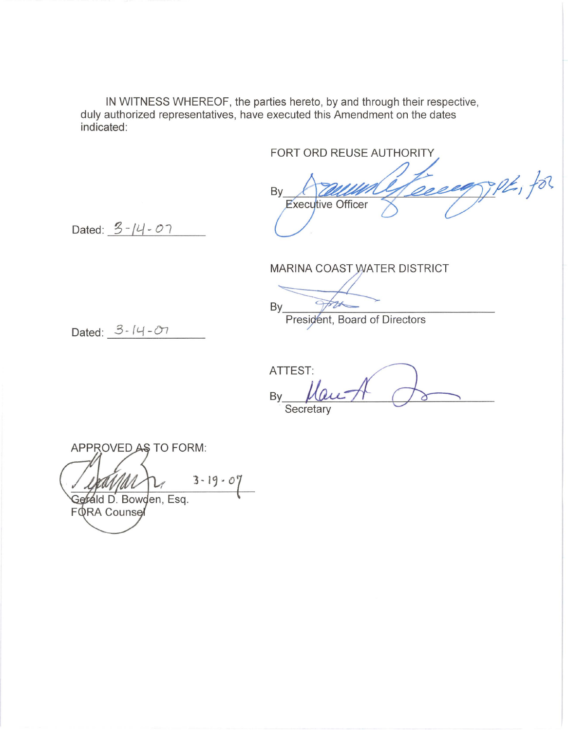IN WITNESS WHEREOF, the parties hereto, by and through their respective, duly authorized representatives, have executed this Amendment on the dates indicated:

FORT ORD REUSE AUTHORITY

By_______________________________
Executive Officer

Dated: 3-14-07

MARINA COAST WATER DISTRICT

By_______________________________
President, Board of Directors

Dated: 3-14-07

ATTEST:

By_______________________________
Secretary

APPROVED AS TO FORM:

_______________________________ 3-19-07
Gerald D. Bowden, Esq.
FORA Counsel